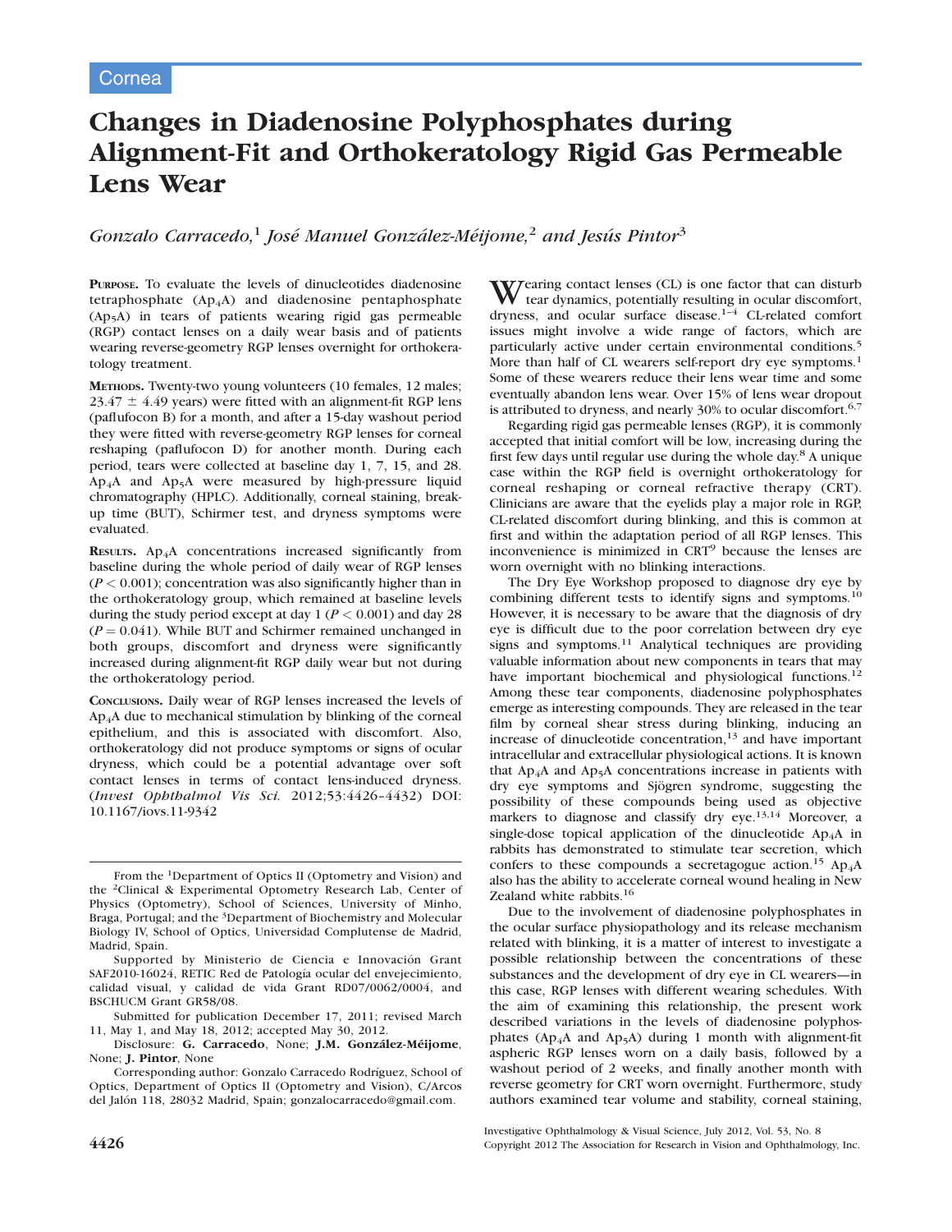Cornea

# Changes in Diadenosine Polyphosphates during Alignment-Fit and Orthokeratology Rigid Gas Permeable Lens Wear

*Gonzalo Carracedo,*[1] *José Manuel González-Méijome,*[2] *and Jesús Pintor*[3]

**Purpose.** To evaluate the levels of dinucleotides diadenosine tetraphosphate ($Ap_4A$) and diadenosine pentaphosphate ($Ap_5A$) in tears of patients wearing rigid gas permeable (RGP) contact lenses on a daily wear basis and of patients wearing reverse-geometry RGP lenses overnight for orthokeratology treatment.

**Methods.** Twenty-two young volunteers (10 females, 12 males; 23.47 ± 4.49 years) were fitted with an alignment-fit RGP lens (paflufocon B) for a month, and after a 15-day washout period they were fitted with reverse-geometry RGP lenses for corneal reshaping (paflufocon D) for another month. During each period, tears were collected at baseline day 1, 7, 15, and 28. $Ap_4A$ and $Ap_5A$ were measured by high-pressure liquid chromatography (HPLC). Additionally, corneal staining, break-up time (BUT), Schirmer test, and dryness symptoms were evaluated.

**Results.** $Ap_4A$ concentrations increased significantly from baseline during the whole period of daily wear of RGP lenses ($P < 0.001$); concentration was also significantly higher than in the orthokeratology group, which remained at baseline levels during the study period except at day 1 ($P < 0.001$) and day 28 ($P = 0.041$). While BUT and Schirmer remained unchanged in both groups, discomfort and dryness were significantly increased during alignment-fit RGP daily wear but not during the orthokeratology period.

**Conclusions.** Daily wear of RGP lenses increased the levels of $Ap_4A$ due to mechanical stimulation by blinking of the corneal epithelium, and this is associated with discomfort. Also, orthokeratology did not produce symptoms or signs of ocular dryness, which could be a potential advantage over soft contact lenses in terms of contact lens-induced dryness. (*Invest Ophthalmol Vis Sci.* 2012;53:4426–4432) DOI: 10.1167/iovs.11-9342

Wearing contact lenses (CL) is one factor that can disturb tear dynamics, potentially resulting in ocular discomfort, dryness, and ocular surface disease.[1–4] CL-related comfort issues might involve a wide range of factors, which are particularly active under certain environmental conditions.[5] More than half of CL wearers self-report dry eye symptoms.[1] Some of these wearers reduce their lens wear time and some eventually abandon lens wear. Over 15% of lens wear dropout is attributed to dryness, and nearly 30% to ocular discomfort.[6,7]

Regarding rigid gas permeable lenses (RGP), it is commonly accepted that initial comfort will be low, increasing during the first few days until regular use during the whole day.[8] A unique case within the RGP field is overnight orthokeratology for corneal reshaping or corneal refractive therapy (CRT). Clinicians are aware that the eyelids play a major role in RGP, CL-related discomfort during blinking, and this is common at first and within the adaptation period of all RGP lenses. This inconvenience is minimized in CRT[9] because the lenses are worn overnight with no blinking interactions.

The Dry Eye Workshop proposed to diagnose dry eye by combining different tests to identify signs and symptoms.[10] However, it is necessary to be aware that the diagnosis of dry eye is difficult due to the poor correlation between dry eye signs and symptoms.[11] Analytical techniques are providing valuable information about new components in tears that may have important biochemical and physiological functions.[12] Among these tear components, diadenosine polyphosphates emerge as interesting compounds. They are released in the tear film by corneal shear stress during blinking, inducing an increase of dinucleotide concentration,[13] and have important intracellular and extracellular physiological actions. It is known that $Ap_4A$ and $Ap_5A$ concentrations increase in patients with dry eye symptoms and Sjögren syndrome, suggesting the possibility of these compounds being used as objective markers to diagnose and classify dry eye.[13,14] Moreover, a single-dose topical application of the dinucleotide $Ap_4A$ in rabbits has demonstrated to stimulate tear secretion, which confers to these compounds a secretagogue action.[15] $Ap_4A$ also has the ability to accelerate corneal wound healing in New Zealand white rabbits.[16]

Due to the involvement of diadenosine polyphosphates in the ocular surface physiopathology and its release mechanism related with blinking, it is a matter of interest to investigate a possible relationship between the concentrations of these substances and the development of dry eye in CL wearers—in this case, RGP lenses with different wearing schedules. With the aim of examining this relationship, the present work described variations in the levels of diadenosine polyphosphates ($Ap_4A$ and $Ap_5A$) during 1 month with alignment-fit aspheric RGP lenses worn on a daily basis, followed by a washout period of 2 weeks, and finally another month with reverse geometry for CRT worn overnight. Furthermore, study authors examined tear volume and stability, corneal staining,

From the [1]Department of Optics II (Optometry and Vision) and the [2]Clinical & Experimental Optometry Research Lab, Center of Physics (Optometry), School of Sciences, University of Minho, Braga, Portugal; and the [3]Department of Biochemistry and Molecular Biology IV, School of Optics, Universidad Complutense de Madrid, Madrid, Spain.

Supported by Ministerio de Ciencia e Innovación Grant SAF2010-16024, RETIC Red de Patología ocular del envejecimiento, calidad visual, y calidad de vida Grant RD07/0062/0004, and BSCHUCM Grant GR58/08.

Submitted for publication December 17, 2011; revised March 11, May 1, and May 18, 2012; accepted May 30, 2012.

Disclosure: **G. Carracedo**, None; **J.M. González-Méijome**, None; **J. Pintor**, None

Corresponding author: Gonzalo Carracedo Rodríguez, School of Optics, Department of Optics II (Optometry and Vision), C/Arcos del Jalón 118, 28032 Madrid, Spain; gonzalocarracedo@gmail.com.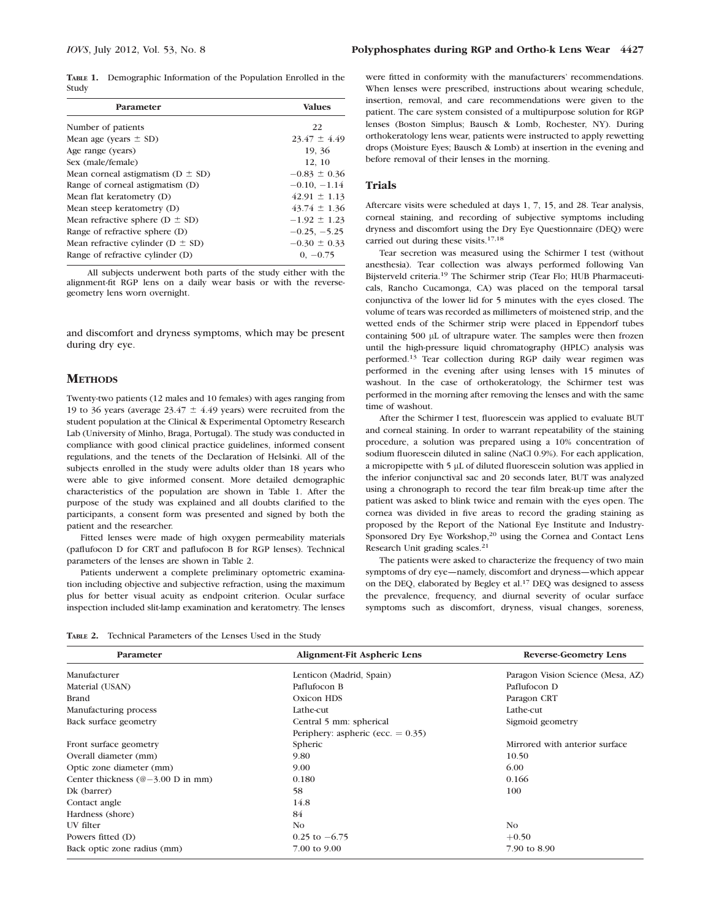**Table 1.** Demographic Information of the Population Enrolled in the Study

| Parameter | Values |
|---|---|
| Number of patients | 22 |
| Mean age (years ± SD) | 23.47 ± 4.49 |
| Age range (years) | 19, 36 |
| Sex (male/female) | 12, 10 |
| Mean corneal astigmatism (D ± SD) | −0.83 ± 0.36 |
| Range of corneal astigmatism (D) | −0.10, −1.14 |
| Mean flat keratometry (D) | 42.91 ± 1.13 |
| Mean steep keratometry (D) | 43.74 ± 1.36 |
| Mean refractive sphere (D ± SD) | −1.92 ± 1.23 |
| Range of refractive sphere (D) | −0.25, −5.25 |
| Mean refractive cylinder (D ± SD) | −0.30 ± 0.33 |
| Range of refractive cylinder (D) | 0, −0.75 |

All subjects underwent both parts of the study either with the alignment-fit RGP lens on a daily wear basis or with the reverse-geometry lens worn overnight.

and discomfort and dryness symptoms, which may be present during dry eye.

## Methods

Twenty-two patients (12 males and 10 females) with ages ranging from 19 to 36 years (average 23.47 ± 4.49 years) were recruited from the student population at the Clinical & Experimental Optometry Research Lab (University of Minho, Braga, Portugal). The study was conducted in compliance with good clinical practice guidelines, informed consent regulations, and the tenets of the Declaration of Helsinki. All of the subjects enrolled in the study were adults older than 18 years who were able to give informed consent. More detailed demographic characteristics of the population are shown in Table 1. After the purpose of the study was explained and all doubts clarified to the participants, a consent form was presented and signed by both the patient and the researcher.

Fitted lenses were made of high oxygen permeability materials (paflufocon D for CRT and paflufocon B for RGP lenses). Technical parameters of the lenses are shown in Table 2.

Patients underwent a complete preliminary optometric examination including objective and subjective refraction, using the maximum plus for better visual acuity as endpoint criterion. Ocular surface inspection included slit-lamp examination and keratometry. The lenses were fitted in conformity with the manufacturers' recommendations. When lenses were prescribed, instructions about wearing schedule, insertion, removal, and care recommendations were given to the patient. The care system consisted of a multipurpose solution for RGP lenses (Boston Simplus; Bausch & Lomb, Rochester, NY). During orthokeratology lens wear, patients were instructed to apply rewetting drops (Moisture Eyes; Bausch & Lomb) at insertion in the evening and before removal of their lenses in the morning.

## Trials

Aftercare visits were scheduled at days 1, 7, 15, and 28. Tear analysis, corneal staining, and recording of subjective symptoms including dryness and discomfort using the Dry Eye Questionnaire (DEQ) were carried out during these visits.[17,18]

Tear secretion was measured using the Schirmer I test (without anesthesia). Tear collection was always performed following Van Bijsterveld criteria.[19] The Schirmer strip (Tear Flo; HUB Pharmaceuticals, Rancho Cucamonga, CA) was placed on the temporal tarsal conjunctiva of the lower lid for 5 minutes with the eyes closed. The volume of tears was recorded as millimeters of moistened strip, and the wetted ends of the Schirmer strip were placed in Eppendorf tubes containing 500 μL of ultrapure water. The samples were then frozen until the high-pressure liquid chromatography (HPLC) analysis was performed.[13] Tear collection during RGP daily wear regimen was performed in the evening after using lenses with 15 minutes of washout. In the case of orthokeratology, the Schirmer test was performed in the morning after removing the lenses and with the same time of washout.

After the Schirmer I test, fluorescein was applied to evaluate BUT and corneal staining. In order to warrant repeatability of the staining procedure, a solution was prepared using a 10% concentration of sodium fluorescein diluted in saline (NaCl 0.9%). For each application, a micropipette with 5 μL of diluted fluorescein solution was applied in the inferior conjunctival sac and 20 seconds later, BUT was analyzed using a chronograph to record the tear film break-up time after the patient was asked to blink twice and remain with the eyes open. The cornea was divided in five areas to record the grading staining as proposed by the Report of the National Eye Institute and Industry-Sponsored Dry Eye Workshop,[20] using the Cornea and Contact Lens Research Unit grading scales.[21]

The patients were asked to characterize the frequency of two main symptoms of dry eye—namely, discomfort and dryness—which appear on the DEQ, elaborated by Begley et al.[17] DEQ was designed to assess the prevalence, frequency, and diurnal severity of ocular surface symptoms such as discomfort, dryness, visual changes, soreness,

**Table 2.** Technical Parameters of the Lenses Used in the Study

| Parameter | Alignment-Fit Aspheric Lens | Reverse-Geometry Lens |
|---|---|---|
| Manufacturer | Lenticon (Madrid, Spain) | Paragon Vision Science (Mesa, AZ) |
| Material (USAN) | Paflufocon B | Paflufocon D |
| Brand | Oxicon HDS | Paragon CRT |
| Manufacturing process | Lathe-cut | Lathe-cut |
| Back surface geometry | Central 5 mm: spherical<br>Periphery: aspheric (ecc. = 0.35) | Sigmoid geometry |
| Front surface geometry | Spheric | Mirrored with anterior surface |
| Overall diameter (mm) | 9.80 | 10.50 |
| Optic zone diameter (mm) | 9.00 | 6.00 |
| Center thickness (@−3.00 D in mm) | 0.180 | 0.166 |
| Dk (barrer) | 58 | 100 |
| Contact angle | 14.8 | |
| Hardness (shore) | 84 | |
| UV filter | No | No |
| Powers fitted (D) | 0.25 to −6.75 | +0.50 |
| Back optic zone radius (mm) | 7.00 to 9.00 | 7.90 to 8.90 |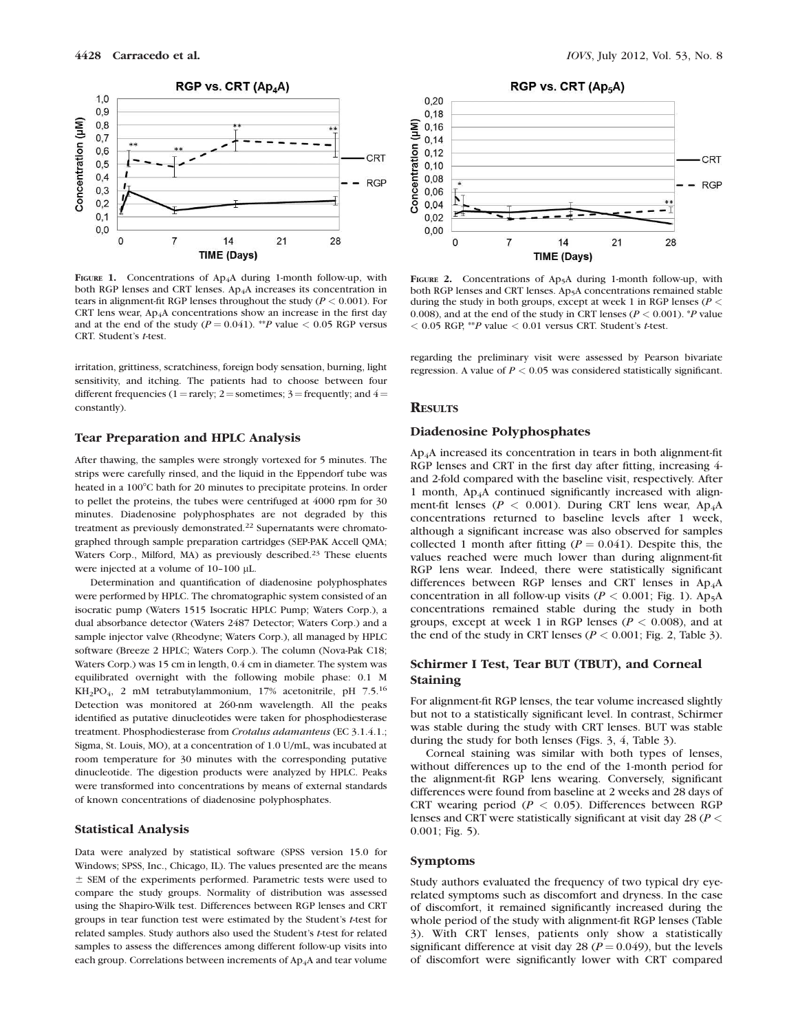**FIGURE 1.** Concentrations of $Ap_4A$ during 1-month follow-up, with both RGP lenses and CRT lenses. $Ap_4A$ increases its concentration in tears in alignment-fit RGP lenses throughout the study ($P < 0.001$). For CRT lens wear, $Ap_4A$ concentrations show an increase in the first day and at the end of the study ($P = 0.041$). **$P$ value < 0.05 RGP versus CRT. Student's $t$-test.

**FIGURE 2.** Concentrations of $Ap_5A$ during 1-month follow-up, with both RGP lenses and CRT lenses. $Ap_5A$ concentrations remained stable during the study in both groups, except at week 1 in RGP lenses ($P < 0.008$), and at the end of the study in CRT lenses ($P < 0.001$). *$P$ value < 0.05 RGP, **$P$ value < 0.01 versus CRT. Student's $t$-test.

irritation, grittiness, scratchiness, foreign body sensation, burning, light sensitivity, and itching. The patients had to choose between four different frequencies (1 = rarely; 2 = sometimes; 3 = frequently; and 4 = constantly).

### Tear Preparation and HPLC Analysis

After thawing, the samples were strongly vortexed for 5 minutes. The strips were carefully rinsed, and the liquid in the Eppendorf tube was heated in a 100°C bath for 20 minutes to precipitate proteins. In order to pellet the proteins, the tubes were centrifuged at 4000 rpm for 30 minutes. Diadenosine polyphosphates are not degraded by this treatment as previously demonstrated.[22] Supernatants were chromatographed through sample preparation cartridges (SEP-PAK Accell QMA; Waters Corp., Milford, MA) as previously described.[23] These eluents were injected at a volume of 10–100 µL.

Determination and quantification of diadenosine polyphosphates were performed by HPLC. The chromatographic system consisted of an isocratic pump (Waters 1515 Isocratic HPLC Pump; Waters Corp.), a dual absorbance detector (Waters 2487 Detector; Waters Corp.) and a sample injector valve (Rheodyne; Waters Corp.), all managed by HPLC software (Breeze 2 HPLC; Waters Corp.). The column (Nova-Pak C18; Waters Corp.) was 15 cm in length, 0.4 cm in diameter. The system was equilibrated overnight with the following mobile phase: 0.1 M $KH_2PO_4$, 2 mM tetrabutylammonium, 17% acetonitrile, pH 7.5.[16] Detection was monitored at 260-nm wavelength. All the peaks identified as putative dinucleotides were taken for phosphodiesterase treatment. Phosphodiesterase from *Crotalus adamanteus* (EC 3.1.4.1.; Sigma, St. Louis, MO), at a concentration of 1.0 U/mL, was incubated at room temperature for 30 minutes with the corresponding putative dinucleotide. The digestion products were analyzed by HPLC. Peaks were transformed into concentrations by means of external standards of known concentrations of diadenosine polyphosphates.

### Statistical Analysis

Data were analyzed by statistical software (SPSS version 15.0 for Windows; SPSS, Inc., Chicago, IL). The values presented are the means ± SEM of the experiments performed. Parametric tests were used to compare the study groups. Normality of distribution was assessed using the Shapiro-Wilk test. Differences between RGP lenses and CRT groups in tear function test were estimated by the Student's $t$-test for related samples. Study authors also used the Student's $t$-test for related samples to assess the differences among different follow-up visits into each group. Correlations between increments of $Ap_4A$ and tear volume regarding the preliminary visit were assessed by Pearson bivariate regression. A value of $P < 0.05$ was considered statistically significant.

## RESULTS

### Diadenosine Polyphosphates

$Ap_4A$ increased its concentration in tears in both alignment-fit RGP lenses and CRT in the first day after fitting, increasing 4- and 2-fold compared with the baseline visit, respectively. After 1 month, $Ap_4A$ continued significantly increased with alignment-fit lenses ($P < 0.001$). During CRT lens wear, $Ap_4A$ concentrations returned to baseline levels after 1 week, although a significant increase was also observed for samples collected 1 month after fitting ($P = 0.041$). Despite this, the values reached were much lower than during alignment-fit RGP lens wear. Indeed, there were statistically significant differences between RGP lenses and CRT lenses in $Ap_4A$ concentration in all follow-up visits ($P < 0.001$; Fig. 1). $Ap_5A$ concentrations remained stable during the study in both groups, except at week 1 in RGP lenses ($P < 0.008$), and at the end of the study in CRT lenses ($P < 0.001$; Fig. 2, Table 3).

### Schirmer I Test, Tear BUT (TBUT), and Corneal Staining

For alignment-fit RGP lenses, the tear volume increased slightly but not to a statistically significant level. In contrast, Schirmer was stable during the study with CRT lenses. BUT was stable during the study for both lenses (Figs. 3, 4, Table 3).

Corneal staining was similar with both types of lenses, without differences up to the end of the 1-month period for the alignment-fit RGP lens wearing. Conversely, significant differences were found from baseline at 2 weeks and 28 days of CRT wearing period ($P < 0.05$). Differences between RGP lenses and CRT were statistically significant at visit day 28 ($P < 0.001$; Fig. 5).

### Symptoms

Study authors evaluated the frequency of two typical dry eye-related symptoms such as discomfort and dryness. In the case of discomfort, it remained significantly increased during the whole period of the study with alignment-fit RGP lenses (Table 3). With CRT lenses, patients only show a statistically significant difference at visit day 28 ($P = 0.049$), but the levels of discomfort were significantly lower with CRT compared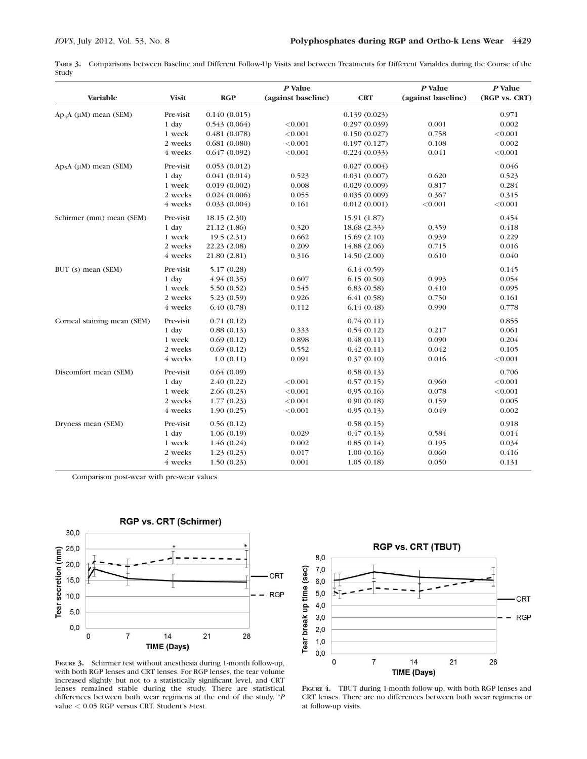**Table 3.** Comparisons between Baseline and Different Follow-Up Visits and between Treatments for Different Variables during the Course of the Study

| Variable | Visit | RGP | *P* Value (against baseline) | CRT | *P* Value (against baseline) | *P* Value (RGP vs. CRT) |
|---|---|---|---|---|---|---|
| $Ap_4A$ (μM) mean (SEM) | Pre-visit | 0.140 (0.015) | | 0.139 (0.023) | | 0.971 |
| | 1 day | 0.543 (0.064) | <0.001 | 0.297 (0.039) | 0.001 | 0.002 |
| | 1 week | 0.481 (0.078) | <0.001 | 0.150 (0.027) | 0.758 | <0.001 |
| | 2 weeks | 0.681 (0.080) | <0.001 | 0.197 (0.127) | 0.108 | 0.002 |
| | 4 weeks | 0.647 (0.092) | <0.001 | 0.224 (0.033) | 0.041 | <0.001 |
| $Ap_5A$ (μM) mean (SEM) | Pre-visit | 0.053 (0.012) | | 0.027 (0.004) | | 0.046 |
| | 1 day | 0.041 (0.014) | 0.523 | 0.031 (0.007) | 0.620 | 0.523 |
| | 1 week | 0.019 (0.002) | 0.008 | 0.029 (0.009) | 0.817 | 0.284 |
| | 2 weeks | 0.024 (0.006) | 0.055 | 0.035 (0.009) | 0.367 | 0.315 |
| | 4 weeks | 0.033 (0.004) | 0.161 | 0.012 (0.001) | <0.001 | <0.001 |
| Schirmer (mm) mean (SEM) | Pre-visit | 18.15 (2.30) | | 15.91 (1.87) | | 0.454 |
| | 1 day | 21.12 (1.86) | 0.320 | 18.68 (2.33) | 0.359 | 0.418 |
| | 1 week | 19.5 (2.31) | 0.662 | 15.69 (2.10) | 0.939 | 0.229 |
| | 2 weeks | 22.23 (2.08) | 0.209 | 14.88 (2.06) | 0.715 | 0.016 |
| | 4 weeks | 21.80 (2.81) | 0.316 | 14.50 (2.00) | 0.610 | 0.040 |
| BUT (s) mean (SEM) | Pre-visit | 5.17 (0.28) | | 6.14 (0.59) | | 0.145 |
| | 1 day | 4.94 (0.35) | 0.607 | 6.15 (0.50) | 0.993 | 0.054 |
| | 1 week | 5.50 (0.52) | 0.545 | 6.83 (0.58) | 0.410 | 0.095 |
| | 2 weeks | 5.23 (0.59) | 0.926 | 6.41 (0.58) | 0.750 | 0.161 |
| | 4 weeks | 6.40 (0.78) | 0.112 | 6.14 (0.48) | 0.990 | 0.778 |
| Corneal staining mean (SEM) | Pre-visit | 0.71 (0.12) | | 0.74 (0.11) | | 0.855 |
| | 1 day | 0.88 (0.13) | 0.333 | 0.54 (0.12) | 0.217 | 0.061 |
| | 1 week | 0.69 (0.12) | 0.898 | 0.48 (0.11) | 0.090 | 0.204 |
| | 2 weeks | 0.69 (0.12) | 0.552 | 0.42 (0.11) | 0.042 | 0.105 |
| | 4 weeks | 1.0 (0.11) | 0.091 | 0.37 (0.10) | 0.016 | <0.001 |
| Discomfort mean (SEM) | Pre-visit | 0.64 (0.09) | | 0.58 (0.13) | | 0.706 |
| | 1 day | 2.40 (0.22) | <0.001 | 0.57 (0.15) | 0.960 | <0.001 |
| | 1 week | 2.66 (0.23) | <0.001 | 0.95 (0.16) | 0.078 | <0.001 |
| | 2 weeks | 1.77 (0.23) | <0.001 | 0.90 (0.18) | 0.159 | 0.005 |
| | 4 weeks | 1.90 (0.25) | <0.001 | 0.95 (0.13) | 0.049 | 0.002 |
| Dryness mean (SEM) | Pre-visit | 0.56 (0.12) | | 0.58 (0.15) | | 0.918 |
| | 1 day | 1.06 (0.19) | 0.029 | 0.47 (0.13) | 0.584 | 0.014 |
| | 1 week | 1.46 (0.24) | 0.002 | 0.85 (0.14) | 0.195 | 0.034 |
| | 2 weeks | 1.23 (0.23) | 0.017 | 1.00 (0.16) | 0.060 | 0.416 |
| | 4 weeks | 1.50 (0.23) | 0.001 | 1.05 (0.18) | 0.050 | 0.131 |

Comparison post-wear with pre-wear values

**Figure 3.** Schirmer test without anesthesia during 1-month follow-up, with both RGP lenses and CRT lenses. For RGP lenses, the tear volume increased slightly but not to a statistically significant level, and CRT lenses remained stable during the study. There are statistical differences between both wear regimens at the end of the study. *$P$ value $< 0.05$ RGP versus CRT. Student's *t*-test.

**Figure 4.** TBUT during 1-month follow-up, with both RGP lenses and CRT lenses. There are no differences between both wear regimens or at follow-up visits.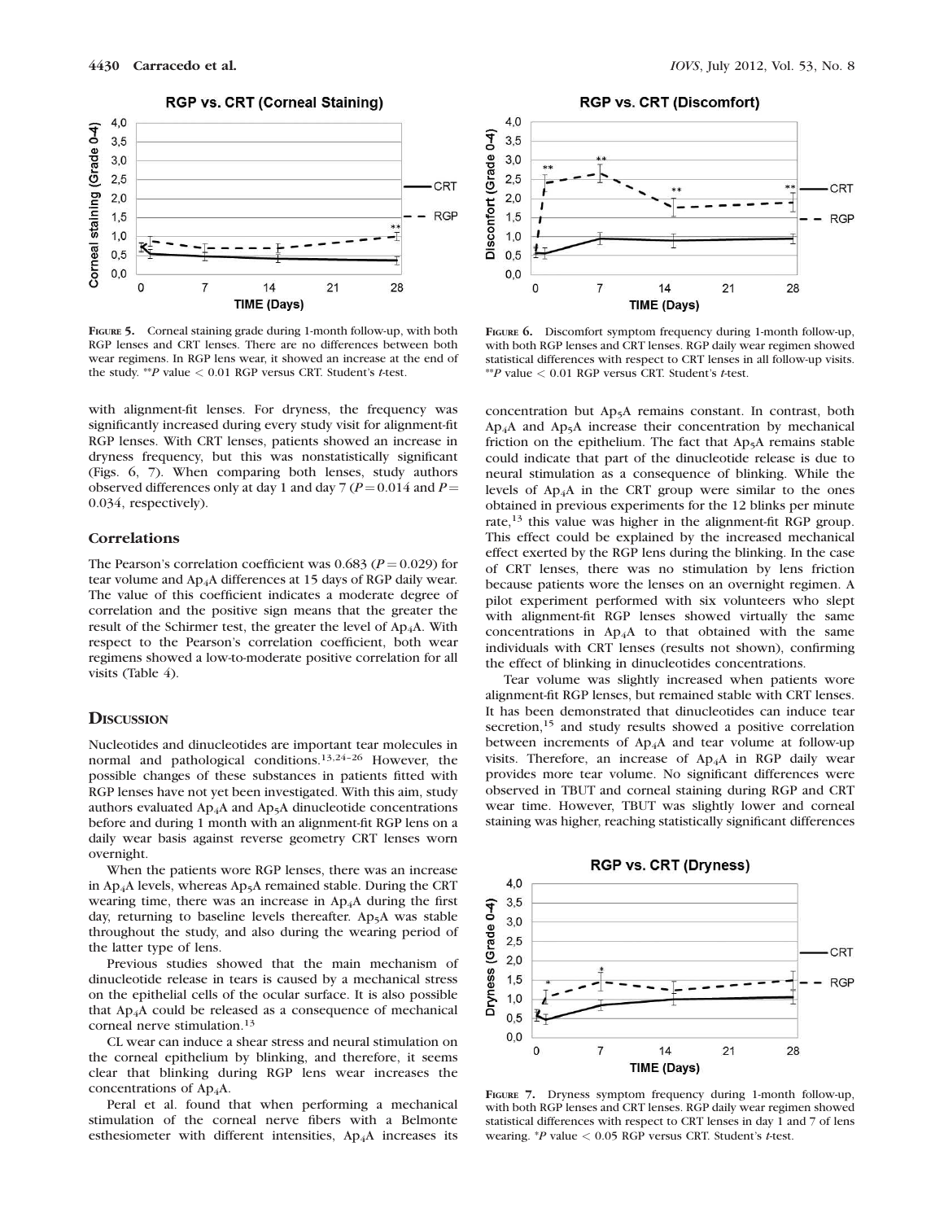FIGURE 5. Corneal staining grade during 1-month follow-up, with both RGP lenses and CRT lenses. There are no differences between both wear regimens. In RGP lens wear, it showed an increase at the end of the study. **P value < 0.01 RGP versus CRT. Student's t-test.

FIGURE 6. Discomfort symptom frequency during 1-month follow-up, with both RGP lenses and CRT lenses. RGP daily wear regimen showed statistical differences with respect to CRT lenses in all follow-up visits. **P value < 0.01 RGP versus CRT. Student's t-test.

with alignment-fit lenses. For dryness, the frequency was significantly increased during every study visit for alignment-fit RGP lenses. With CRT lenses, patients showed an increase in dryness frequency, but this was nonstatistically significant (Figs. 6, 7). When comparing both lenses, study authors observed differences only at day 1 and day 7 ($P = 0.014$ and $P = 0.034$, respectively).

### Correlations

The Pearson's correlation coefficient was 0.683 ($P = 0.029$) for tear volume and $Ap_4A$ differences at 15 days of RGP daily wear. The value of this coefficient indicates a moderate degree of correlation and the positive sign means that the greater the result of the Schirmer test, the greater the level of $Ap_4A$. With respect to the Pearson's correlation coefficient, both wear regimens showed a low-to-moderate positive correlation for all visits (Table 4).

## DISCUSSION

Nucleotides and dinucleotides are important tear molecules in normal and pathological conditions.[13,24–26] However, the possible changes of these substances in patients fitted with RGP lenses have not yet been investigated. With this aim, study authors evaluated $Ap_4A$ and $Ap_5A$ dinucleotide concentrations before and during 1 month with an alignment-fit RGP lens on a daily wear basis against reverse geometry CRT lenses worn overnight.

When the patients wore RGP lenses, there was an increase in $Ap_4A$ levels, whereas $Ap_5A$ remained stable. During the CRT wearing time, there was an increase in $Ap_4A$ during the first day, returning to baseline levels thereafter. $Ap_5A$ was stable throughout the study, and also during the wearing period of the latter type of lens.

Previous studies showed that the main mechanism of dinucleotide release in tears is caused by a mechanical stress on the epithelial cells of the ocular surface. It is also possible that $Ap_4A$ could be released as a consequence of mechanical corneal nerve stimulation.[13]

CL wear can induce a shear stress and neural stimulation on the corneal epithelium by blinking, and therefore, it seems clear that blinking during RGP lens wear increases the concentrations of $Ap_4A$.

Peral et al. found that when performing a mechanical stimulation of the corneal nerve fibers with a Belmonte esthesiometer with different intensities, $Ap_4A$ increases its concentration but $Ap_5A$ remains constant. In contrast, both $Ap_4A$ and $Ap_5A$ increase their concentration by mechanical friction on the epithelium. The fact that $Ap_5A$ remains stable could indicate that part of the dinucleotide release is due to neural stimulation as a consequence of blinking. While the levels of $Ap_4A$ in the CRT group were similar to the ones obtained in previous experiments for the 12 blinks per minute rate,[13] this value was higher in the alignment-fit RGP group. This effect could be explained by the increased mechanical effect exerted by the RGP lens during the blinking. In the case of CRT lenses, there was no stimulation by lens friction because patients wore the lenses on an overnight regimen. A pilot experiment performed with six volunteers who slept with alignment-fit RGP lenses showed virtually the same concentrations in $Ap_4A$ to that obtained with the same individuals with CRT lenses (results not shown), confirming the effect of blinking in dinucleotides concentrations.

Tear volume was slightly increased when patients wore alignment-fit RGP lenses, but remained stable with CRT lenses. It has been demonstrated that dinucleotides can induce tear secretion,[15] and study results showed a positive correlation between increments of $Ap_4A$ and tear volume at follow-up visits. Therefore, an increase of $Ap_4A$ in RGP daily wear provides more tear volume. No significant differences were observed in TBUT and corneal staining during RGP and CRT wear time. However, TBUT was slightly lower and corneal staining was higher, reaching statistically significant differences

FIGURE 7. Dryness symptom frequency during 1-month follow-up, with both RGP lenses and CRT lenses. RGP daily wear regimen showed statistical differences with respect to CRT lenses in day 1 and 7 of lens wearing. *P value < 0.05 RGP versus CRT. Student's t-test.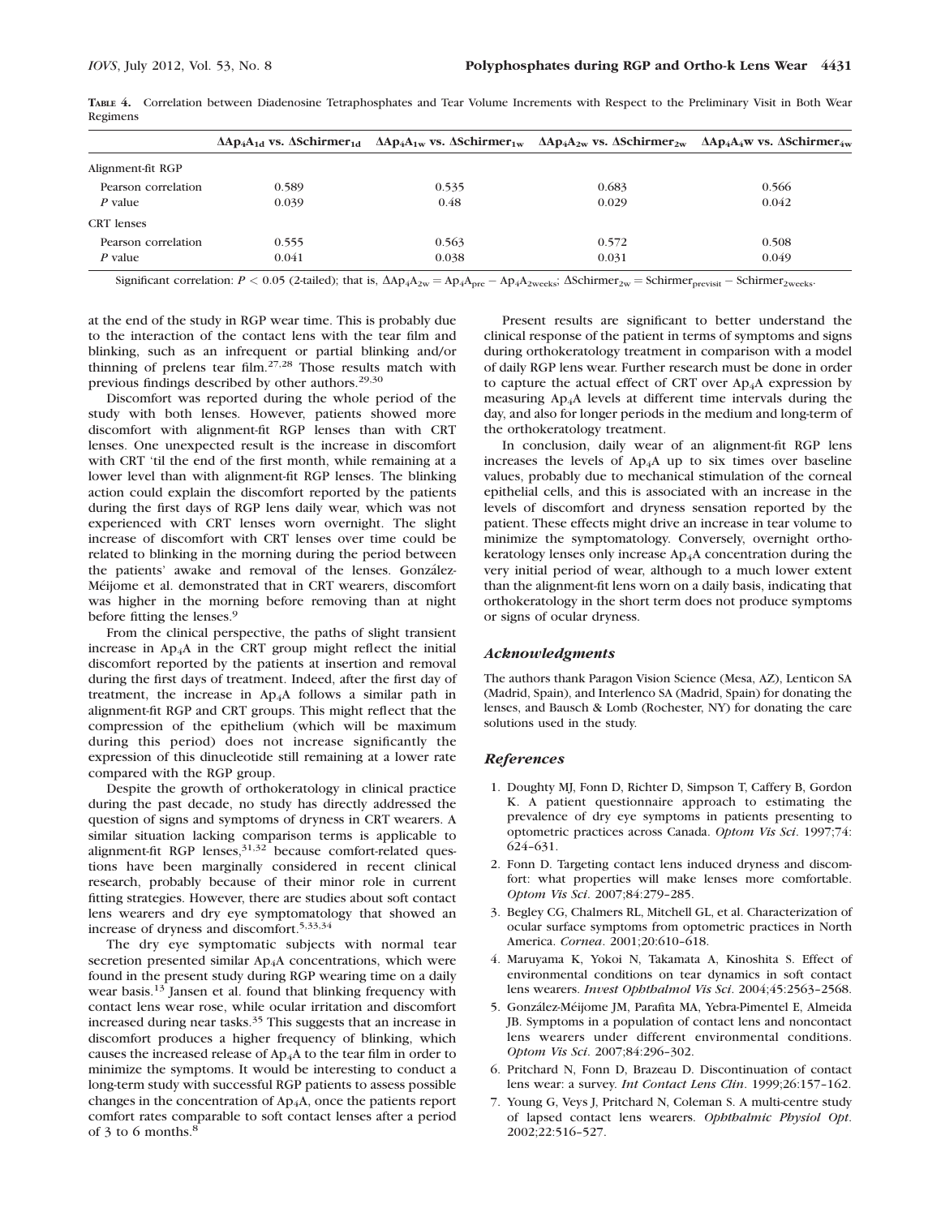**Table 4.** Correlation between Diadenosine Tetraphosphates and Tear Volume Increments with Respect to the Preliminary Visit in Both Wear Regimens

| | $\Delta Ap_4A_{1d}$ vs. $\Delta Schirmer_{1d}$ | $\Delta Ap_4A_{1w}$ vs. $\Delta Schirmer_{1w}$ | $\Delta Ap_4A_{2w}$ vs. $\Delta Schirmer_{2w}$ | $\Delta Ap_4A_4w$ vs. $\Delta Schirmer_{4w}$ |
|---|---|---|---|---|
| Alignment-fit RGP | | | | |
| Pearson correlation | 0.589 | 0.535 | 0.683 | 0.566 |
| *P* value | 0.039 | 0.48 | 0.029 | 0.042 |
| CRT lenses | | | | |
| Pearson correlation | 0.555 | 0.563 | 0.572 | 0.508 |
| *P* value | 0.041 | 0.038 | 0.031 | 0.049 |

Significant correlation: $P < 0.05$ (2-tailed); that is, $\Delta Ap_4A_{2w} = Ap_4A_{pre} - Ap_4A_{2weeks}$; $\Delta Schirmer_{2w} = Schirmer_{previsit} - Schirmer_{2weeks}$.

at the end of the study in RGP wear time. This is probably due to the interaction of the contact lens with the tear film and blinking, such as an infrequent or partial blinking and/or thinning of prelens tear film.[27,28] Those results match with previous findings described by other authors.[29,30]

Discomfort was reported during the whole period of the study with both lenses. However, patients showed more discomfort with alignment-fit RGP lenses than with CRT lenses. One unexpected result is the increase in discomfort with CRT 'til the end of the first month, while remaining at a lower level than with alignment-fit RGP lenses. The blinking action could explain the discomfort reported by the patients during the first days of RGP lens daily wear, which was not experienced with CRT lenses worn overnight. The slight increase of discomfort with CRT lenses over time could be related to blinking in the morning during the period between the patients' awake and removal of the lenses. González-Méijome et al. demonstrated that in CRT wearers, discomfort was higher in the morning before removing than at night before fitting the lenses.[9]

From the clinical perspective, the paths of slight transient increase in $Ap_4A$ in the CRT group might reflect the initial discomfort reported by the patients at insertion and removal during the first days of treatment. Indeed, after the first day of treatment, the increase in $Ap_4A$ follows a similar path in alignment-fit RGP and CRT groups. This might reflect that the compression of the epithelium (which will be maximum during this period) does not increase significantly the expression of this dinucleotide still remaining at a lower rate compared with the RGP group.

Despite the growth of orthokeratology in clinical practice during the past decade, no study has directly addressed the question of signs and symptoms of dryness in CRT wearers. A similar situation lacking comparison terms is applicable to alignment-fit RGP lenses,[31,32] because comfort-related questions have been marginally considered in recent clinical research, probably because of their minor role in current fitting strategies. However, there are studies about soft contact lens wearers and dry eye symptomatology that showed an increase of dryness and discomfort.[5,33,34]

The dry eye symptomatic subjects with normal tear secretion presented similar $Ap_4A$ concentrations, which were found in the present study during RGP wearing time on a daily wear basis.[13] Jansen et al. found that blinking frequency with contact lens wear rose, while ocular irritation and discomfort increased during near tasks.[35] This suggests that an increase in discomfort produces a higher frequency of blinking, which causes the increased release of $Ap_4A$ to the tear film in order to minimize the symptoms. It would be interesting to conduct a long-term study with successful RGP patients to assess possible changes in the concentration of $Ap_4A$, once the patients report comfort rates comparable to soft contact lenses after a period of 3 to 6 months.[8]

Present results are significant to better understand the clinical response of the patient in terms of symptoms and signs during orthokeratology treatment in comparison with a model of daily RGP lens wear. Further research must be done in order to capture the actual effect of CRT over $Ap_4A$ expression by measuring $Ap_4A$ levels at different time intervals during the day, and also for longer periods in the medium and long-term of the orthokeratology treatment.

In conclusion, daily wear of an alignment-fit RGP lens increases the levels of $Ap_4A$ up to six times over baseline values, probably due to mechanical stimulation of the corneal epithelial cells, and this is associated with an increase in the levels of discomfort and dryness sensation reported by the patient. These effects might drive an increase in tear volume to minimize the symptomatology. Conversely, overnight orthokeratology lenses only increase $Ap_4A$ concentration during the very initial period of wear, although to a much lower extent than the alignment-fit lens worn on a daily basis, indicating that orthokeratology in the short term does not produce symptoms or signs of ocular dryness.

## *Acknowledgments*

The authors thank Paragon Vision Science (Mesa, AZ), Lenticon SA (Madrid, Spain), and Interlenco SA (Madrid, Spain) for donating the lenses, and Bausch & Lomb (Rochester, NY) for donating the care solutions used in the study.

## *References*

1. Doughty MJ, Fonn D, Richter D, Simpson T, Caffery B, Gordon K. A patient questionnaire approach to estimating the prevalence of dry eye symptoms in patients presenting to optometric practices across Canada. *Optom Vis Sci*. 1997;74:624–631.
2. Fonn D. Targeting contact lens induced dryness and discomfort: what properties will make lenses more comfortable. *Optom Vis Sci*. 2007;84:279–285.
3. Begley CG, Chalmers RL, Mitchell GL, et al. Characterization of ocular surface symptoms from optometric practices in North America. *Cornea*. 2001;20:610–618.
4. Maruyama K, Yokoi N, Takamata A, Kinoshita S. Effect of environmental conditions on tear dynamics in soft contact lens wearers. *Invest Ophthalmol Vis Sci*. 2004;45:2563–2568.
5. González-Méijome JM, Parafita MA, Yebra-Pimentel E, Almeida JB. Symptoms in a population of contact lens and noncontact lens wearers under different environmental conditions. *Optom Vis Sci*. 2007;84:296–302.
6. Pritchard N, Fonn D, Brazeau D. Discontinuation of contact lens wear: a survey. *Int Contact Lens Clin*. 1999;26:157–162.
7. Young G, Veys J, Pritchard N, Coleman S. A multi-centre study of lapsed contact lens wearers. *Ophthalmic Physiol Opt*. 2002;22:516–527.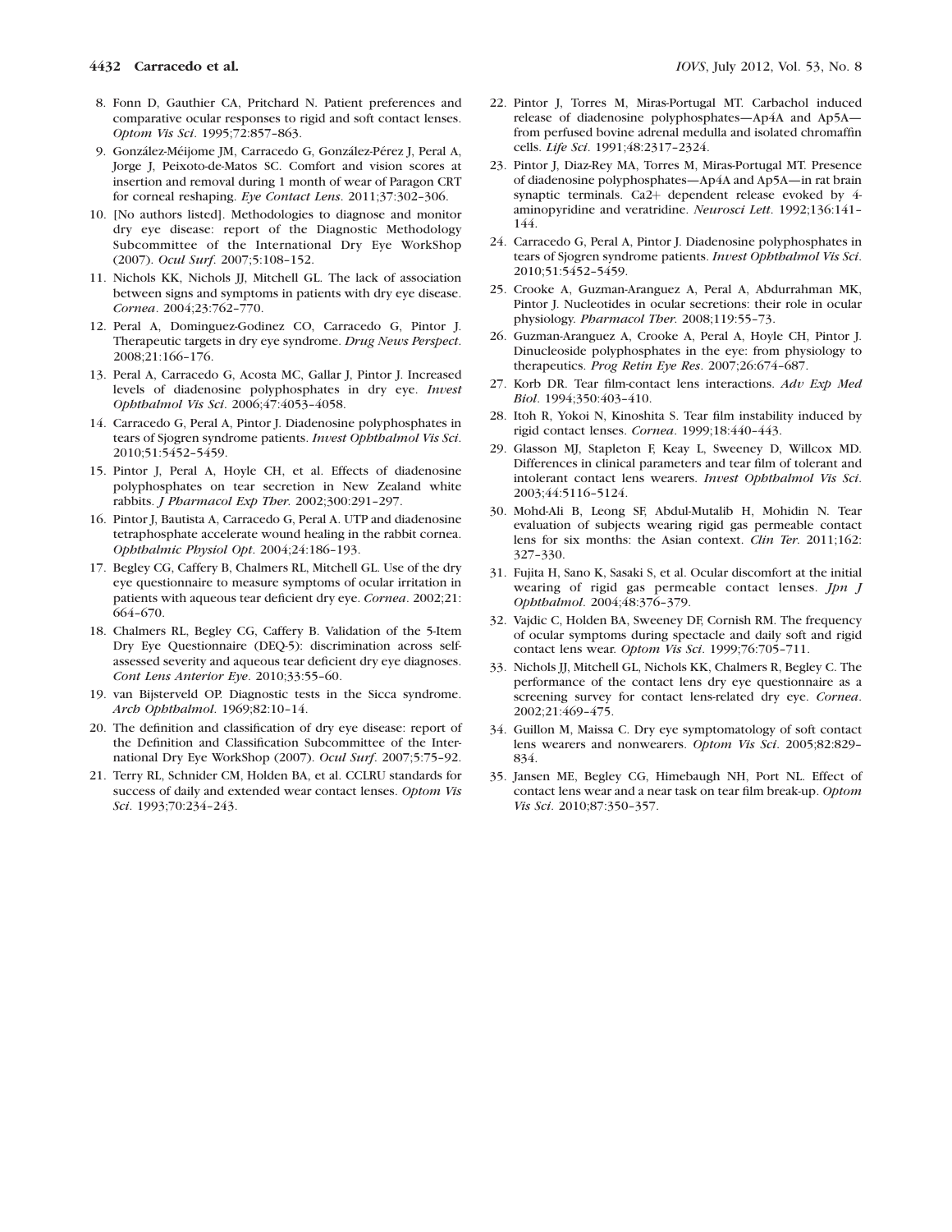8. Fonn D, Gauthier CA, Pritchard N. Patient preferences and comparative ocular responses to rigid and soft contact lenses. *Optom Vis Sci*. 1995;72:857–863.
9. González-Méijome JM, Carracedo G, González-Pérez J, Peral A, Jorge J, Peixoto-de-Matos SC. Comfort and vision scores at insertion and removal during 1 month of wear of Paragon CRT for corneal reshaping. *Eye Contact Lens*. 2011;37:302–306.
10. [No authors listed]. Methodologies to diagnose and monitor dry eye disease: report of the Diagnostic Methodology Subcommittee of the International Dry Eye WorkShop (2007). *Ocul Surf*. 2007;5:108–152.
11. Nichols KK, Nichols JJ, Mitchell GL. The lack of association between signs and symptoms in patients with dry eye disease. *Cornea*. 2004;23:762–770.
12. Peral A, Dominguez-Godinez CO, Carracedo G, Pintor J. Therapeutic targets in dry eye syndrome. *Drug News Perspect*. 2008;21:166–176.
13. Peral A, Carracedo G, Acosta MC, Gallar J, Pintor J. Increased levels of diadenosine polyphosphates in dry eye. *Invest Ophthalmol Vis Sci*. 2006;47:4053–4058.
14. Carracedo G, Peral A, Pintor J. Diadenosine polyphosphates in tears of Sjogren syndrome patients. *Invest Ophthalmol Vis Sci*. 2010;51:5452–5459.
15. Pintor J, Peral A, Hoyle CH, et al. Effects of diadenosine polyphosphates on tear secretion in New Zealand white rabbits. *J Pharmacol Exp Ther*. 2002;300:291–297.
16. Pintor J, Bautista A, Carracedo G, Peral A. UTP and diadenosine tetraphosphate accelerate wound healing in the rabbit cornea. *Ophthalmic Physiol Opt*. 2004;24:186–193.
17. Begley CG, Caffery B, Chalmers RL, Mitchell GL. Use of the dry eye questionnaire to measure symptoms of ocular irritation in patients with aqueous tear deficient dry eye. *Cornea*. 2002;21:664–670.
18. Chalmers RL, Begley CG, Caffery B. Validation of the 5-Item Dry Eye Questionnaire (DEQ-5): discrimination across self-assessed severity and aqueous tear deficient dry eye diagnoses. *Cont Lens Anterior Eye*. 2010;33:55–60.
19. van Bijsterveld OP. Diagnostic tests in the Sicca syndrome. *Arch Ophthalmol*. 1969;82:10–14.
20. The definition and classification of dry eye disease: report of the Definition and Classification Subcommittee of the International Dry Eye WorkShop (2007). *Ocul Surf*. 2007;5:75–92.
21. Terry RL, Schnider CM, Holden BA, et al. CCLRU standards for success of daily and extended wear contact lenses. *Optom Vis Sci*. 1993;70:234–243.
22. Pintor J, Torres M, Miras-Portugal MT. Carbachol induced release of diadenosine polyphosphates—Ap4A and Ap5A—from perfused bovine adrenal medulla and isolated chromaffin cells. *Life Sci*. 1991;48:2317–2324.
23. Pintor J, Diaz-Rey MA, Torres M, Miras-Portugal MT. Presence of diadenosine polyphosphates—Ap4A and Ap5A—in rat brain synaptic terminals. Ca2+ dependent release evoked by 4-aminopyridine and veratridine. *Neurosci Lett*. 1992;136:141–144.
24. Carracedo G, Peral A, Pintor J. Diadenosine polyphosphates in tears of Sjogren syndrome patients. *Invest Ophthalmol Vis Sci*. 2010;51:5452–5459.
25. Crooke A, Guzman-Aranguez A, Peral A, Abdurrahman MK, Pintor J. Nucleotides in ocular secretions: their role in ocular physiology. *Pharmacol Ther*. 2008;119:55–73.
26. Guzman-Aranguez A, Crooke A, Peral A, Hoyle CH, Pintor J. Dinucleoside polyphosphates in the eye: from physiology to therapeutics. *Prog Retin Eye Res*. 2007;26:674–687.
27. Korb DR. Tear film-contact lens interactions. *Adv Exp Med Biol*. 1994;350:403–410.
28. Itoh R, Yokoi N, Kinoshita S. Tear film instability induced by rigid contact lenses. *Cornea*. 1999;18:440–443.
29. Glasson MJ, Stapleton F, Keay L, Sweeney D, Willcox MD. Differences in clinical parameters and tear film of tolerant and intolerant contact lens wearers. *Invest Ophthalmol Vis Sci*. 2003;44:5116–5124.
30. Mohd-Ali B, Leong SF, Abdul-Mutalib H, Mohidin N. Tear evaluation of subjects wearing rigid gas permeable contact lens for six months: the Asian context. *Clin Ter*. 2011;162:327–330.
31. Fujita H, Sano K, Sasaki S, et al. Ocular discomfort at the initial wearing of rigid gas permeable contact lenses. *Jpn J Ophthalmol*. 2004;48:376–379.
32. Vajdic C, Holden BA, Sweeney DF, Cornish RM. The frequency of ocular symptoms during spectacle and daily soft and rigid contact lens wear. *Optom Vis Sci*. 1999;76:705–711.
33. Nichols JJ, Mitchell GL, Nichols KK, Chalmers R, Begley C. The performance of the contact lens dry eye questionnaire as a screening survey for contact lens-related dry eye. *Cornea*. 2002;21:469–475.
34. Guillon M, Maissa C. Dry eye symptomatology of soft contact lens wearers and nonwearers. *Optom Vis Sci*. 2005;82:829–834.
35. Jansen ME, Begley CG, Himebaugh NH, Port NL. Effect of contact lens wear and a near task on tear film break-up. *Optom Vis Sci*. 2010;87:350–357.